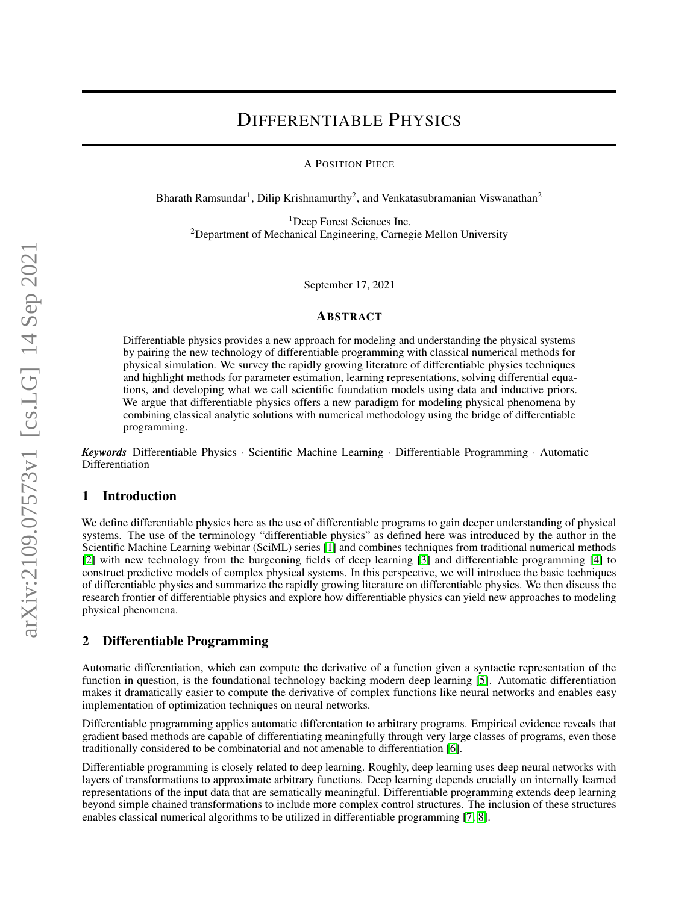# Differentiable Physics

A Position Piece

Bharath Ramsundar[1], Dilip Krishnamurthy[2], and Venkatasubramanian Viswanathan[2]

[1]Deep Forest Sciences Inc.
[2]Department of Mechanical Engineering, Carnegie Mellon University

September 17, 2021

## Abstract

Differentiable physics provides a new approach for modeling and understanding the physical systems by pairing the new technology of differentiable programming with classical numerical methods for physical simulation. We survey the rapidly growing literature of differentiable physics techniques and highlight methods for parameter estimation, learning representations, solving differential equations, and developing what we call scientific foundation models using data and inductive priors. We argue that differentiable physics offers a new paradigm for modeling physical phenomena by combining classical analytic solutions with numerical methodology using the bridge of differentiable programming.

***Keywords*** Differentiable Physics · Scientific Machine Learning · Differentiable Programming · Automatic Differentiation

## 1 Introduction

We define differentiable physics here as the use of differentiable programs to gain deeper understanding of physical systems. The use of the terminology "differentiable physics" as defined here was introduced by the author in the Scientific Machine Learning webinar (SciML) series [1] and combines techniques from traditional numerical methods [2] with new technology from the burgeoning fields of deep learning [3] and differentiable programming [4] to construct predictive models of complex physical systems. In this perspective, we will introduce the basic techniques of differentiable physics and summarize the rapidly growing literature on differentiable physics. We then discuss the research frontier of differentiable physics and explore how differentiable physics can yield new approaches to modeling physical phenomena.

## 2 Differentiable Programming

Automatic differentiation, which can compute the derivative of a function given a syntactic representation of the function in question, is the foundational technology backing modern deep learning [5]. Automatic differentiation makes it dramatically easier to compute the derivative of complex functions like neural networks and enables easy implementation of optimization techniques on neural networks.

Differentiable programming applies automatic differentation to arbitrary programs. Empirical evidence reveals that gradient based methods are capable of differentiating meaningfully through very large classes of programs, even those traditionally considered to be combinatorial and not amenable to differentiation [6].

Differentiable programming is closely related to deep learning. Roughly, deep learning uses deep neural networks with layers of transformations to approximate arbitrary functions. Deep learning depends crucially on internally learned representations of the input data that are sematically meaningful. Differentiable programming extends deep learning beyond simple chained transformations to include more complex control structures. The inclusion of these structures enables classical numerical algorithms to be utilized in differentiable programming [7; 8].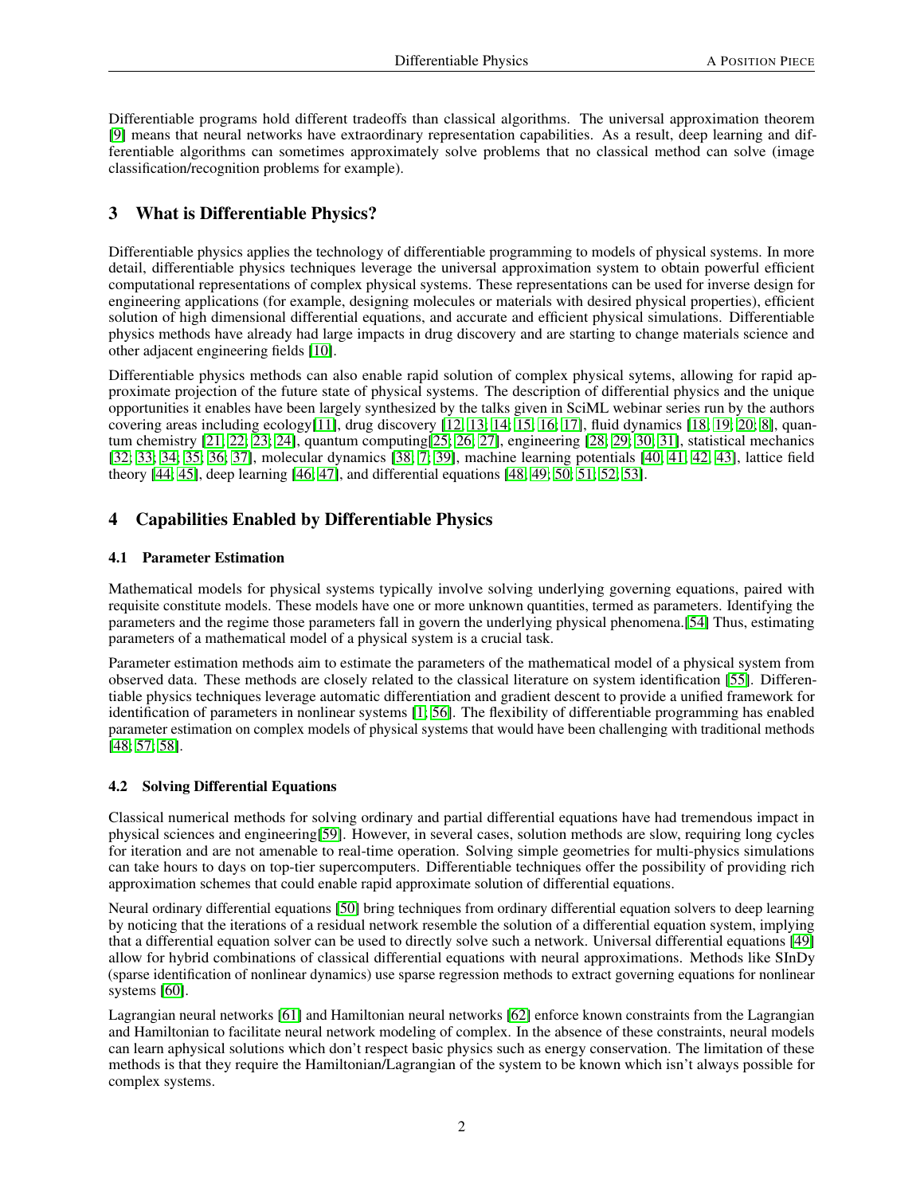Differentiable programs hold different tradeoffs than classical algorithms. The universal approximation theorem [9] means that neural networks have extraordinary representation capabilities. As a result, deep learning and differentiable algorithms can sometimes approximately solve problems that no classical method can solve (image classification/recognition problems for example).

## 3 What is Differentiable Physics?

Differentiable physics applies the technology of differentiable programming to models of physical systems. In more detail, differentiable physics techniques leverage the universal approximation system to obtain powerful efficient computational representations of complex physical systems. These representations can be used for inverse design for engineering applications (for example, designing molecules or materials with desired physical properties), efficient solution of high dimensional differential equations, and accurate and efficient physical simulations. Differentiable physics methods have already had large impacts in drug discovery and are starting to change materials science and other adjacent engineering fields [10].

Differentiable physics methods can also enable rapid solution of complex physical sytems, allowing for rapid approximate projection of the future state of physical systems. The description of differential physics and the unique opportunities it enables have been largely synthesized by the talks given in SciML webinar series run by the authors covering areas including ecology[11], drug discovery [12, 13, 14, 15, 16, 17], fluid dynamics [18, 19, 20, 8], quantum chemistry [21, 22, 23, 24], quantum computing[25, 26, 27], engineering [28, 29, 30, 31], statistical mechanics [32, 33, 34, 35, 36, 37], molecular dynamics [38, 7, 39], machine learning potentials [40, 41, 42, 43], lattice field theory [44, 45], deep learning [46, 47], and differential equations [48, 49, 50, 51, 52, 53].

## 4 Capabilities Enabled by Differentiable Physics

### 4.1 Parameter Estimation

Mathematical models for physical systems typically involve solving underlying governing equations, paired with requisite constitute models. These models have one or more unknown quantities, termed as parameters. Identifying the parameters and the regime those parameters fall in govern the underlying physical phenomena.[54] Thus, estimating parameters of a mathematical model of a physical system is a crucial task.

Parameter estimation methods aim to estimate the parameters of the mathematical model of a physical system from observed data. These methods are closely related to the classical literature on system identification [55]. Differentiable physics techniques leverage automatic differentiation and gradient descent to provide a unified framework for identification of parameters in nonlinear systems [1, 56]. The flexibility of differentiable programming has enabled parameter estimation on complex models of physical systems that would have been challenging with traditional methods [48, 57, 58].

### 4.2 Solving Differential Equations

Classical numerical methods for solving ordinary and partial differential equations have had tremendous impact in physical sciences and engineering[59]. However, in several cases, solution methods are slow, requiring long cycles for iteration and are not amenable to real-time operation. Solving simple geometries for multi-physics simulations can take hours to days on top-tier supercomputers. Differentiable techniques offer the possibility of providing rich approximation schemes that could enable rapid approximate solution of differential equations.

Neural ordinary differential equations [50] bring techniques from ordinary differential equation solvers to deep learning by noticing that the iterations of a residual network resemble the solution of a differential equation system, implying that a differential equation solver can be used to directly solve such a network. Universal differential equations [49] allow for hybrid combinations of classical differential equations with neural approximations. Methods like SInDy (sparse identification of nonlinear dynamics) use sparse regression methods to extract governing equations for nonlinear systems [60].

Lagrangian neural networks [61] and Hamiltonian neural networks [62] enforce known constraints from the Lagrangian and Hamiltonian to facilitate neural network modeling of complex. In the absence of these constraints, neural models can learn aphysical solutions which don't respect basic physics such as energy conservation. The limitation of these methods is that they require the Hamiltonian/Lagrangian of the system to be known which isn't always possible for complex systems.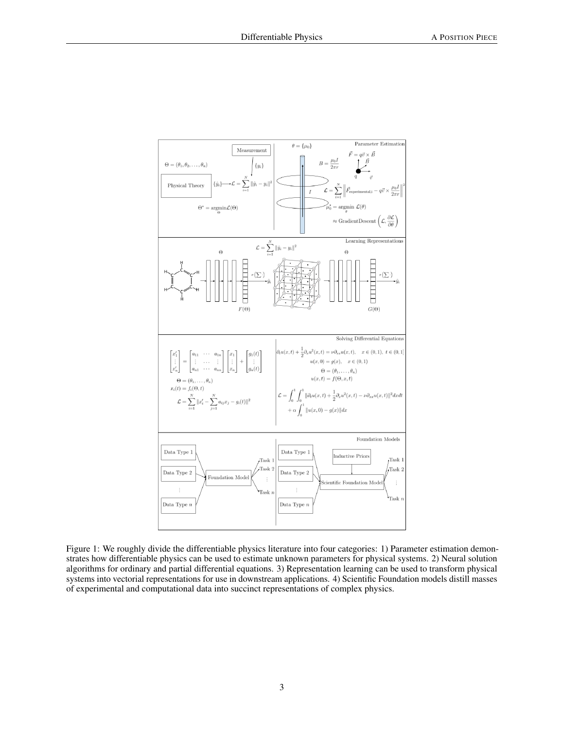Figure 1: We roughly divide the differentiable physics literature into four categories: 1) Parameter estimation demonstrates how differentiable physics can be used to estimate unknown parameters for physical systems. 2) Neural solution algorithms for ordinary and partial differential equations. 3) Representation learning can be used to transform physical systems into vectorial representations for use in downstream applications. 4) Scientific Foundation models distill masses of experimental and computational data into succinct representations of complex physics.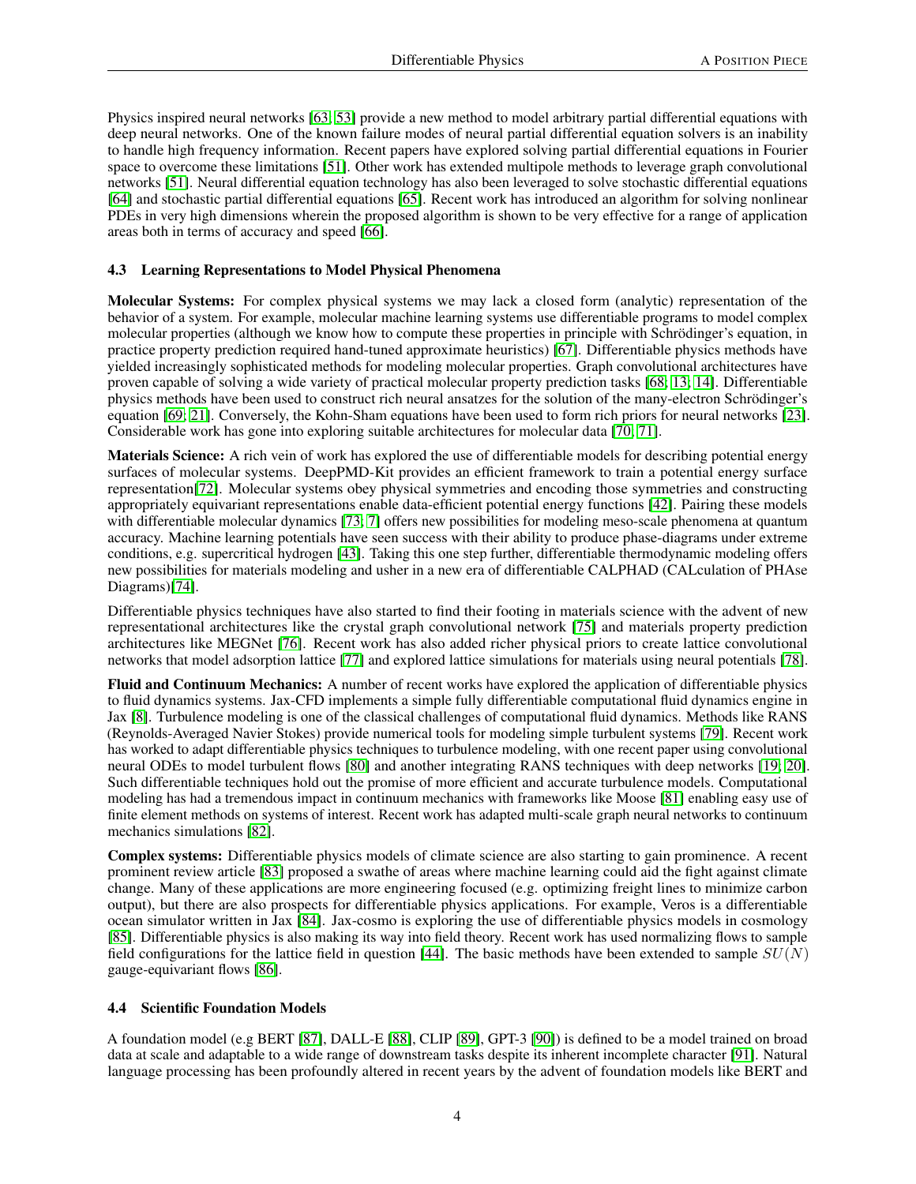Physics inspired neural networks [63, 53] provide a new method to model arbitrary partial differential equations with deep neural networks. One of the known failure modes of neural partial differential equation solvers is an inability to handle high frequency information. Recent papers have explored solving partial differential equations in Fourier space to overcome these limitations [51]. Other work has extended multipole methods to leverage graph convolutional networks [51]. Neural differential equation technology has also been leveraged to solve stochastic differential equations [64] and stochastic partial differential equations [65]. Recent work has introduced an algorithm for solving nonlinear PDEs in very high dimensions wherein the proposed algorithm is shown to be very effective for a range of application areas both in terms of accuracy and speed [66].

### 4.3 Learning Representations to Model Physical Phenomena

**Molecular Systems:** For complex physical systems we may lack a closed form (analytic) representation of the behavior of a system. For example, molecular machine learning systems use differentiable programs to model complex molecular properties (although we know how to compute these properties in principle with Schrödinger's equation, in practice property prediction required hand-tuned approximate heuristics) [67]. Differentiable physics methods have yielded increasingly sophisticated methods for modeling molecular properties. Graph convolutional architectures have proven capable of solving a wide variety of practical molecular property prediction tasks [68; 13; 14]. Differentiable physics methods have been used to construct rich neural ansatzes for the solution of the many-electron Schrödinger's equation [69; 21]. Conversely, the Kohn-Sham equations have been used to form rich priors for neural networks [23]. Considerable work has gone into exploring suitable architectures for molecular data [70, 71].

**Materials Science:** A rich vein of work has explored the use of differentiable models for describing potential energy surfaces of molecular systems. DeepPMD-Kit provides an efficient framework to train a potential energy surface representation[72]. Molecular systems obey physical symmetries and encoding those symmetries and constructing appropriately equivariant representations enable data-efficient potential energy functions [42]. Pairing these models with differentiable molecular dynamics [73, 7] offers new possibilities for modeling meso-scale phenomena at quantum accuracy. Machine learning potentials have seen success with their ability to produce phase-diagrams under extreme conditions, e.g. supercritical hydrogen [43]. Taking this one step further, differentiable thermodynamic modeling offers new possibilities for materials modeling and usher in a new era of differentiable CALPHAD (CALculation of PHAse Diagrams)[74].

Differentiable physics techniques have also started to find their footing in materials science with the advent of new representational architectures like the crystal graph convolutional network [75] and materials property prediction architectures like MEGNet [76]. Recent work has also added richer physical priors to create lattice convolutional networks that model adsorption lattice [77] and explored lattice simulations for materials using neural potentials [78].

**Fluid and Continuum Mechanics:** A number of recent works have explored the application of differentiable physics to fluid dynamics systems. Jax-CFD implements a simple fully differentiable computational fluid dynamics engine in Jax [8]. Turbulence modeling is one of the classical challenges of computational fluid dynamics. Methods like RANS (Reynolds-Averaged Navier Stokes) provide numerical tools for modeling simple turbulent systems [79]. Recent work has worked to adapt differentiable physics techniques to turbulence modeling, with one recent paper using convolutional neural ODEs to model turbulent flows [80] and another integrating RANS techniques with deep networks [19; 20]. Such differentiable techniques hold out the promise of more efficient and accurate turbulence models. Computational modeling has had a tremendous impact in continuum mechanics with frameworks like Moose [81] enabling easy use of finite element methods on systems of interest. Recent work has adapted multi-scale graph neural networks to continuum mechanics simulations [82].

**Complex systems:** Differentiable physics models of climate science are also starting to gain prominence. A recent prominent review article [83] proposed a swathe of areas where machine learning could aid the fight against climate change. Many of these applications are more engineering focused (e.g. optimizing freight lines to minimize carbon output), but there are also prospects for differentiable physics applications. For example, Veros is a differentiable ocean simulator written in Jax [84]. Jax-cosmo is exploring the use of differentiable physics models in cosmology [85]. Differentiable physics is also making its way into field theory. Recent work has used normalizing flows to sample field configurations for the lattice field in question [44]. The basic methods have been extended to sample $SU(N)$ gauge-equivariant flows [86].

### 4.4 Scientific Foundation Models

A foundation model (e.g BERT [87], DALL-E [88], CLIP [89], GPT-3 [90]) is defined to be a model trained on broad data at scale and adaptable to a wide range of downstream tasks despite its inherent incomplete character [91]. Natural language processing has been profoundly altered in recent years by the advent of foundation models like BERT and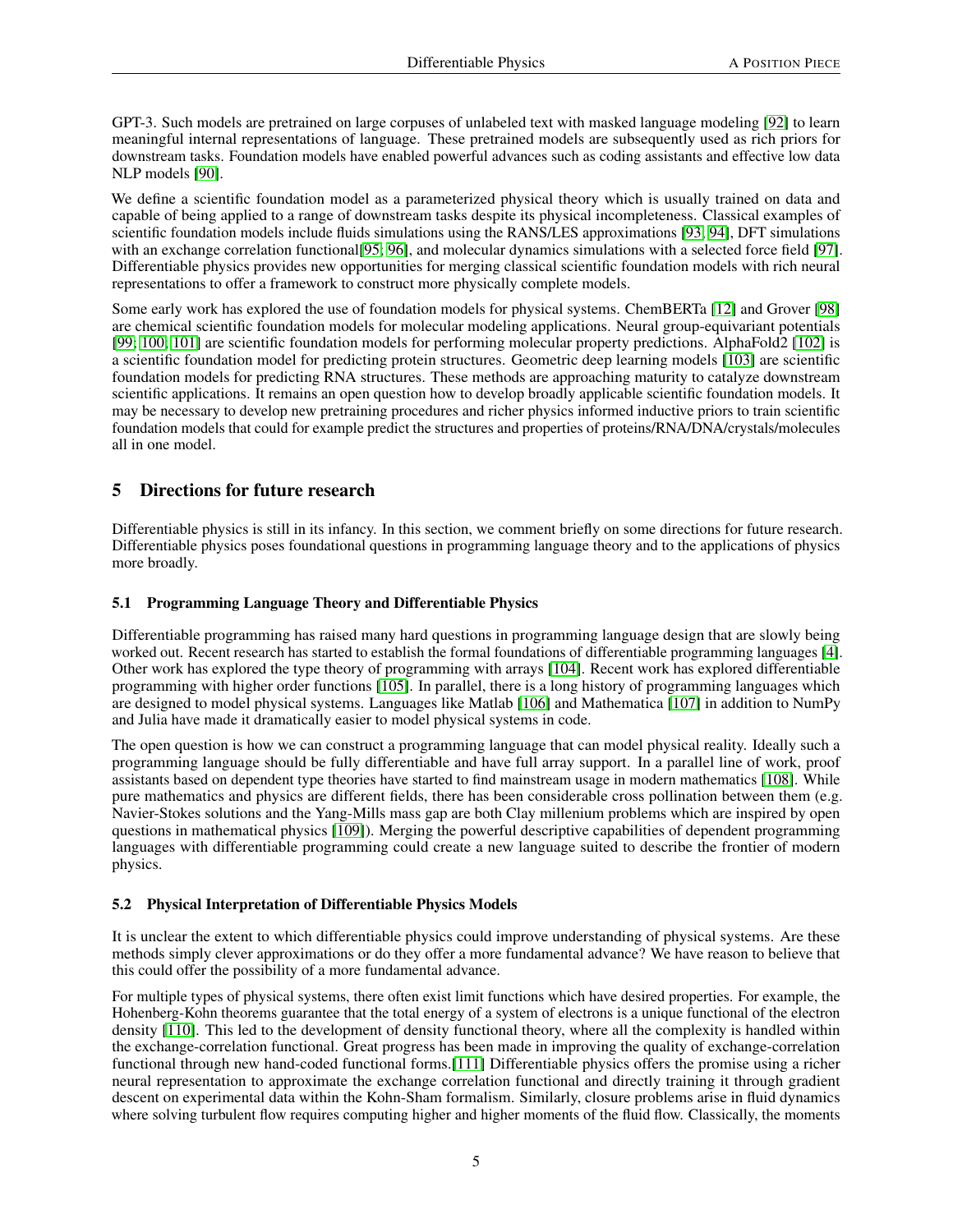GPT-3. Such models are pretrained on large corpuses of unlabeled text with masked language modeling [92] to learn meaningful internal representations of language. These pretrained models are subsequently used as rich priors for downstream tasks. Foundation models have enabled powerful advances such as coding assistants and effective low data NLP models [90].

We define a scientific foundation model as a parameterized physical theory which is usually trained on data and capable of being applied to a range of downstream tasks despite its physical incompleteness. Classical examples of scientific foundation models include fluids simulations using the RANS/LES approximations [93, 94], DFT simulations with an exchange correlation functional[95, 96], and molecular dynamics simulations with a selected force field [97]. Differentiable physics provides new opportunities for merging classical scientific foundation models with rich neural representations to offer a framework to construct more physically complete models.

Some early work has explored the use of foundation models for physical systems. ChemBERTa [12] and Grover [98] are chemical scientific foundation models for molecular modeling applications. Neural group-equivariant potentials [99, 100, 101] are scientific foundation models for performing molecular property predictions. AlphaFold2 [102] is a scientific foundation model for predicting protein structures. Geometric deep learning models [103] are scientific foundation models for predicting RNA structures. These methods are approaching maturity to catalyze downstream scientific applications. It remains an open question how to develop broadly applicable scientific foundation models. It may be necessary to develop new pretraining procedures and richer physics informed inductive priors to train scientific foundation models that could for example predict the structures and properties of proteins/RNA/DNA/crystals/molecules all in one model.

## 5 Directions for future research

Differentiable physics is still in its infancy. In this section, we comment briefly on some directions for future research. Differentiable physics poses foundational questions in programming language theory and to the applications of physics more broadly.

### 5.1 Programming Language Theory and Differentiable Physics

Differentiable programming has raised many hard questions in programming language design that are slowly being worked out. Recent research has started to establish the formal foundations of differentiable programming languages [4]. Other work has explored the type theory of programming with arrays [104]. Recent work has explored differentiable programming with higher order functions [105]. In parallel, there is a long history of programming languages which are designed to model physical systems. Languages like Matlab [106] and Mathematica [107] in addition to NumPy and Julia have made it dramatically easier to model physical systems in code.

The open question is how we can construct a programming language that can model physical reality. Ideally such a programming language should be fully differentiable and have full array support. In a parallel line of work, proof assistants based on dependent type theories have started to find mainstream usage in modern mathematics [108]. While pure mathematics and physics are different fields, there has been considerable cross pollination between them (e.g. Navier-Stokes solutions and the Yang-Mills mass gap are both Clay millenium problems which are inspired by open questions in mathematical physics [109]). Merging the powerful descriptive capabilities of dependent programming languages with differentiable programming could create a new language suited to describe the frontier of modern physics.

### 5.2 Physical Interpretation of Differentiable Physics Models

It is unclear the extent to which differentiable physics could improve understanding of physical systems. Are these methods simply clever approximations or do they offer a more fundamental advance? We have reason to believe that this could offer the possibility of a more fundamental advance.

For multiple types of physical systems, there often exist limit functions which have desired properties. For example, the Hohenberg-Kohn theorems guarantee that the total energy of a system of electrons is a unique functional of the electron density [110]. This led to the development of density functional theory, where all the complexity is handled within the exchange-correlation functional. Great progress has been made in improving the quality of exchange-correlation functional through new hand-coded functional forms.[111] Differentiable physics offers the promise using a richer neural representation to approximate the exchange correlation functional and directly training it through gradient descent on experimental data within the Kohn-Sham formalism. Similarly, closure problems arise in fluid dynamics where solving turbulent flow requires computing higher and higher moments of the fluid flow. Classically, the moments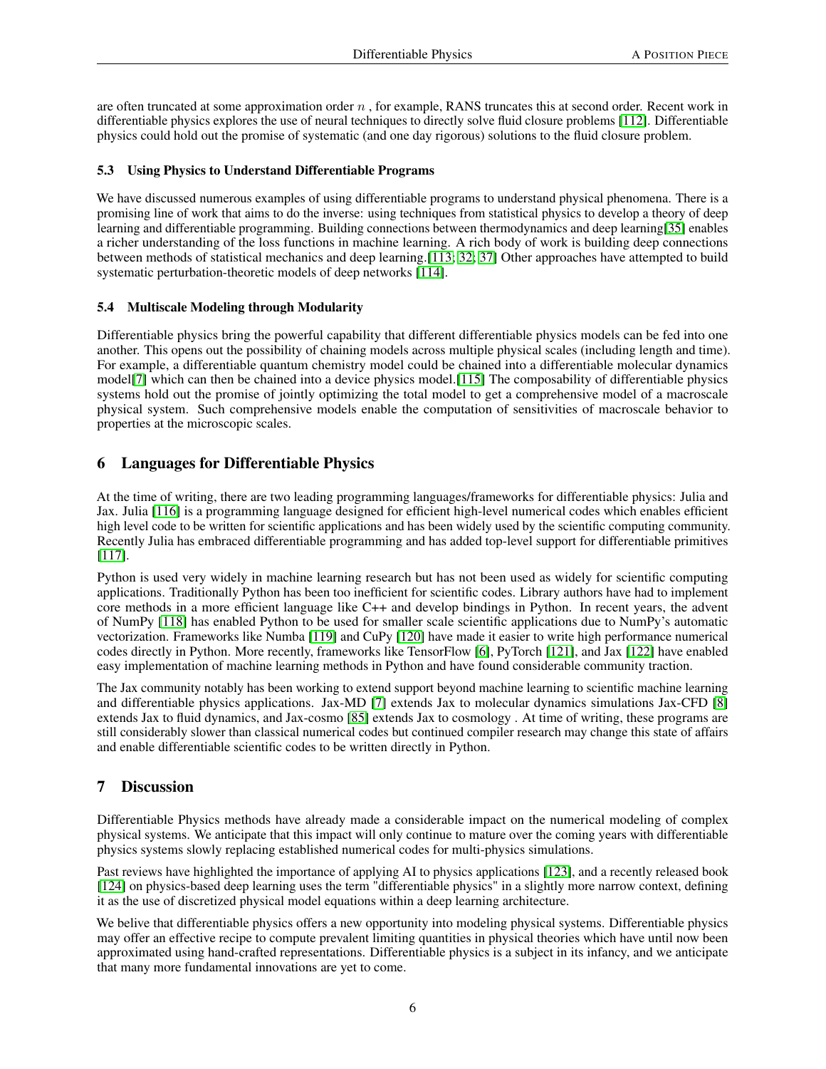are often truncated at some approximation order $n$ , for example, RANS truncates this at second order. Recent work in differentiable physics explores the use of neural techniques to directly solve fluid closure problems [112]. Differentiable physics could hold out the promise of systematic (and one day rigorous) solutions to the fluid closure problem.

### 5.3 Using Physics to Understand Differentiable Programs

We have discussed numerous examples of using differentiable programs to understand physical phenomena. There is a promising line of work that aims to do the inverse: using techniques from statistical physics to develop a theory of deep learning and differentiable programming. Building connections between thermodynamics and deep learning[35] enables a richer understanding of the loss functions in machine learning. A rich body of work is building deep connections between methods of statistical mechanics and deep learning.[113; 32; 37] Other approaches have attempted to build systematic perturbation-theoretic models of deep networks [114].

### 5.4 Multiscale Modeling through Modularity

Differentiable physics bring the powerful capability that different differentiable physics models can be fed into one another. This opens out the possibility of chaining models across multiple physical scales (including length and time). For example, a differentiable quantum chemistry model could be chained into a differentiable molecular dynamics model[7] which can then be chained into a device physics model.[115] The composability of differentiable physics systems hold out the promise of jointly optimizing the total model to get a comprehensive model of a macroscale physical system. Such comprehensive models enable the computation of sensitivities of macroscale behavior to properties at the microscopic scales.

## 6 Languages for Differentiable Physics

At the time of writing, there are two leading programming languages/frameworks for differentiable physics: Julia and Jax. Julia [116] is a programming language designed for efficient high-level numerical codes which enables efficient high level code to be written for scientific applications and has been widely used by the scientific computing community. Recently Julia has embraced differentiable programming and has added top-level support for differentiable primitives [117].

Python is used very widely in machine learning research but has not been used as widely for scientific computing applications. Traditionally Python has been too inefficient for scientific codes. Library authors have had to implement core methods in a more efficient language like C++ and develop bindings in Python. In recent years, the advent of NumPy [118] has enabled Python to be used for smaller scale scientific applications due to NumPy's automatic vectorization. Frameworks like Numba [119] and CuPy [120] have made it easier to write high performance numerical codes directly in Python. More recently, frameworks like TensorFlow [6], PyTorch [121], and Jax [122] have enabled easy implementation of machine learning methods in Python and have found considerable community traction.

The Jax community notably has been working to extend support beyond machine learning to scientific machine learning and differentiable physics applications. Jax-MD [7] extends Jax to molecular dynamics simulations Jax-CFD [8] extends Jax to fluid dynamics, and Jax-cosmo [85] extends Jax to cosmology . At time of writing, these programs are still considerably slower than classical numerical codes but continued compiler research may change this state of affairs and enable differentiable scientific codes to be written directly in Python.

## 7 Discussion

Differentiable Physics methods have already made a considerable impact on the numerical modeling of complex physical systems. We anticipate that this impact will only continue to mature over the coming years with differentiable physics systems slowly replacing established numerical codes for multi-physics simulations.

Past reviews have highlighted the importance of applying AI to physics applications [123], and a recently released book [124] on physics-based deep learning uses the term "differentiable physics" in a slightly more narrow context, defining it as the use of discretized physical model equations within a deep learning architecture.

We belive that differentiable physics offers a new opportunity into modeling physical systems. Differentiable physics may offer an effective recipe to compute prevalent limiting quantities in physical theories which have until now been approximated using hand-crafted representations. Differentiable physics is a subject in its infancy, and we anticipate that many more fundamental innovations are yet to come.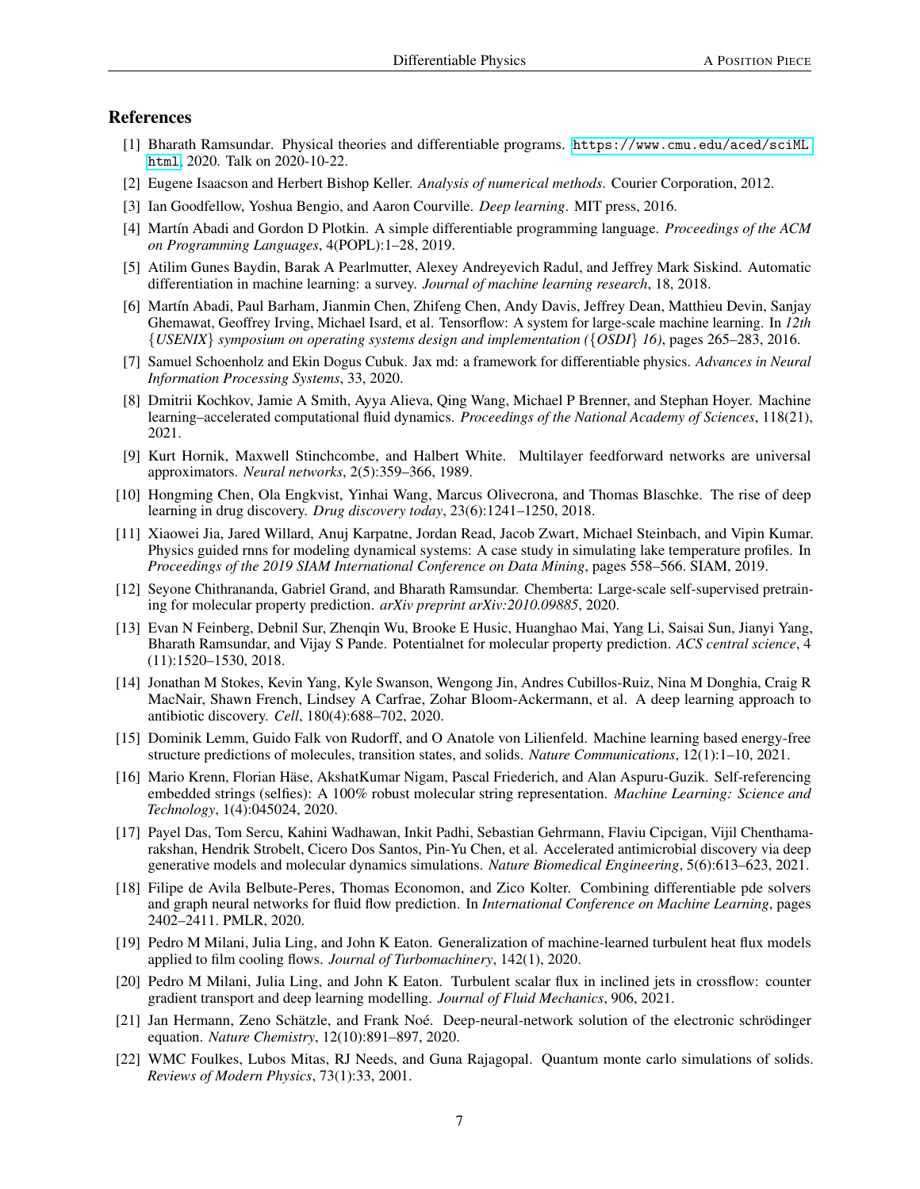## References

[1] Bharath Ramsundar. Physical theories and differentiable programs. https://www.cmu.edu/aced/sciML.html, 2020. Talk on 2020-10-22.

[2] Eugene Isaacson and Herbert Bishop Keller. *Analysis of numerical methods*. Courier Corporation, 2012.

[3] Ian Goodfellow, Yoshua Bengio, and Aaron Courville. *Deep learning*. MIT press, 2016.

[4] Martín Abadi and Gordon D Plotkin. A simple differentiable programming language. *Proceedings of the ACM on Programming Languages*, 4(POPL):1–28, 2019.

[5] Atilim Gunes Baydin, Barak A Pearlmutter, Alexey Andreyevich Radul, and Jeffrey Mark Siskind. Automatic differentiation in machine learning: a survey. *Journal of machine learning research*, 18, 2018.

[6] Martín Abadi, Paul Barham, Jianmin Chen, Zhifeng Chen, Andy Davis, Jeffrey Dean, Matthieu Devin, Sanjay Ghemawat, Geoffrey Irving, Michael Isard, et al. Tensorflow: A system for large-scale machine learning. In *12th {USENIX} symposium on operating systems design and implementation ({OSDI} 16)*, pages 265–283, 2016.

[7] Samuel Schoenholz and Ekin Dogus Cubuk. Jax md: a framework for differentiable physics. *Advances in Neural Information Processing Systems*, 33, 2020.

[8] Dmitrii Kochkov, Jamie A Smith, Ayya Alieva, Qing Wang, Michael P Brenner, and Stephan Hoyer. Machine learning–accelerated computational fluid dynamics. *Proceedings of the National Academy of Sciences*, 118(21), 2021.

[9] Kurt Hornik, Maxwell Stinchcombe, and Halbert White. Multilayer feedforward networks are universal approximators. *Neural networks*, 2(5):359–366, 1989.

[10] Hongming Chen, Ola Engkvist, Yinhai Wang, Marcus Olivecrona, and Thomas Blaschke. The rise of deep learning in drug discovery. *Drug discovery today*, 23(6):1241–1250, 2018.

[11] Xiaowei Jia, Jared Willard, Anuj Karpatne, Jordan Read, Jacob Zwart, Michael Steinbach, and Vipin Kumar. Physics guided rnns for modeling dynamical systems: A case study in simulating lake temperature profiles. In *Proceedings of the 2019 SIAM International Conference on Data Mining*, pages 558–566. SIAM, 2019.

[12] Seyone Chithrananda, Gabriel Grand, and Bharath Ramsundar. Chemberta: Large-scale self-supervised pretraining for molecular property prediction. *arXiv preprint arXiv:2010.09885*, 2020.

[13] Evan N Feinberg, Debnil Sur, Zhenqin Wu, Brooke E Husic, Huanghao Mai, Yang Li, Saisai Sun, Jianyi Yang, Bharath Ramsundar, and Vijay S Pande. Potentialnet for molecular property prediction. *ACS central science*, 4 (11):1520–1530, 2018.

[14] Jonathan M Stokes, Kevin Yang, Kyle Swanson, Wengong Jin, Andres Cubillos-Ruiz, Nina M Donghia, Craig R MacNair, Shawn French, Lindsey A Carfrae, Zohar Bloom-Ackermann, et al. A deep learning approach to antibiotic discovery. *Cell*, 180(4):688–702, 2020.

[15] Dominik Lemm, Guido Falk von Rudorff, and O Anatole von Lilienfeld. Machine learning based energy-free structure predictions of molecules, transition states, and solids. *Nature Communications*, 12(1):1–10, 2021.

[16] Mario Krenn, Florian Häse, AkshatKumar Nigam, Pascal Friederich, and Alan Aspuru-Guzik. Self-referencing embedded strings (selfies): A 100% robust molecular string representation. *Machine Learning: Science and Technology*, 1(4):045024, 2020.

[17] Payel Das, Tom Sercu, Kahini Wadhawan, Inkit Padhi, Sebastian Gehrmann, Flaviu Cipcigan, Vijil Chenthamarakshan, Hendrik Strobelt, Cicero Dos Santos, Pin-Yu Chen, et al. Accelerated antimicrobial discovery via deep generative models and molecular dynamics simulations. *Nature Biomedical Engineering*, 5(6):613–623, 2021.

[18] Filipe de Avila Belbute-Peres, Thomas Economon, and Zico Kolter. Combining differentiable pde solvers and graph neural networks for fluid flow prediction. In *International Conference on Machine Learning*, pages 2402–2411. PMLR, 2020.

[19] Pedro M Milani, Julia Ling, and John K Eaton. Generalization of machine-learned turbulent heat flux models applied to film cooling flows. *Journal of Turbomachinery*, 142(1), 2020.

[20] Pedro M Milani, Julia Ling, and John K Eaton. Turbulent scalar flux in inclined jets in crossflow: counter gradient transport and deep learning modelling. *Journal of Fluid Mechanics*, 906, 2021.

[21] Jan Hermann, Zeno Schätzle, and Frank Noé. Deep-neural-network solution of the electronic schrödinger equation. *Nature Chemistry*, 12(10):891–897, 2020.

[22] WMC Foulkes, Lubos Mitas, RJ Needs, and Guna Rajagopal. Quantum monte carlo simulations of solids. *Reviews of Modern Physics*, 73(1):33, 2001.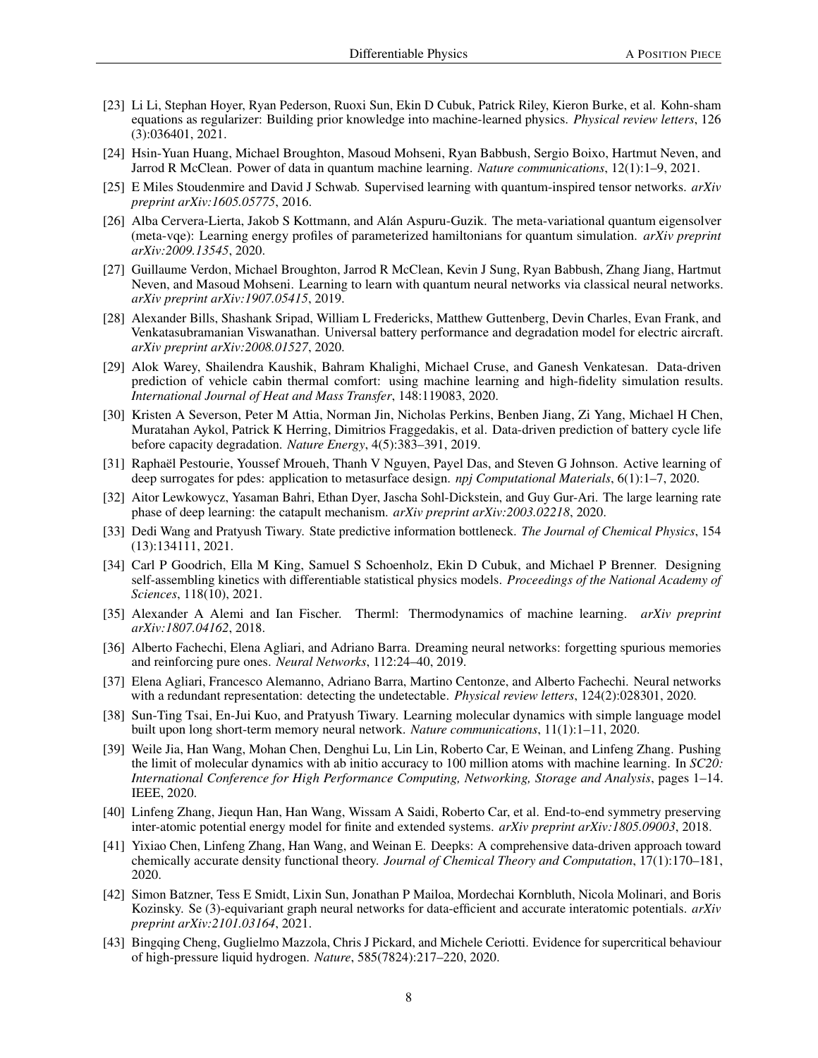[23] Li Li, Stephan Hoyer, Ryan Pederson, Ruoxi Sun, Ekin D Cubuk, Patrick Riley, Kieron Burke, et al. Kohn-sham equations as regularizer: Building prior knowledge into machine-learned physics. *Physical review letters*, 126 (3):036401, 2021.

[24] Hsin-Yuan Huang, Michael Broughton, Masoud Mohseni, Ryan Babbush, Sergio Boixo, Hartmut Neven, and Jarrod R McClean. Power of data in quantum machine learning. *Nature communications*, 12(1):1–9, 2021.

[25] E Miles Stoudenmire and David J Schwab. Supervised learning with quantum-inspired tensor networks. *arXiv preprint arXiv:1605.05775*, 2016.

[26] Alba Cervera-Lierta, Jakob S Kottmann, and Alán Aspuru-Guzik. The meta-variational quantum eigensolver (meta-vqe): Learning energy profiles of parameterized hamiltonians for quantum simulation. *arXiv preprint arXiv:2009.13545*, 2020.

[27] Guillaume Verdon, Michael Broughton, Jarrod R McClean, Kevin J Sung, Ryan Babbush, Zhang Jiang, Hartmut Neven, and Masoud Mohseni. Learning to learn with quantum neural networks via classical neural networks. *arXiv preprint arXiv:1907.05415*, 2019.

[28] Alexander Bills, Shashank Sripad, William L Fredericks, Matthew Guttenberg, Devin Charles, Evan Frank, and Venkatasubramanian Viswanathan. Universal battery performance and degradation model for electric aircraft. *arXiv preprint arXiv:2008.01527*, 2020.

[29] Alok Warey, Shailendra Kaushik, Bahram Khalighi, Michael Cruse, and Ganesh Venkatesan. Data-driven prediction of vehicle cabin thermal comfort: using machine learning and high-fidelity simulation results. *International Journal of Heat and Mass Transfer*, 148:119083, 2020.

[30] Kristen A Severson, Peter M Attia, Norman Jin, Nicholas Perkins, Benben Jiang, Zi Yang, Michael H Chen, Muratahan Aykol, Patrick K Herring, Dimitrios Fraggedakis, et al. Data-driven prediction of battery cycle life before capacity degradation. *Nature Energy*, 4(5):383–391, 2019.

[31] Raphaël Pestourie, Youssef Mroueh, Thanh V Nguyen, Payel Das, and Steven G Johnson. Active learning of deep surrogates for pdes: application to metasurface design. *npj Computational Materials*, 6(1):1–7, 2020.

[32] Aitor Lewkowycz, Yasaman Bahri, Ethan Dyer, Jascha Sohl-Dickstein, and Guy Gur-Ari. The large learning rate phase of deep learning: the catapult mechanism. *arXiv preprint arXiv:2003.02218*, 2020.

[33] Dedi Wang and Pratyush Tiwary. State predictive information bottleneck. *The Journal of Chemical Physics*, 154 (13):134111, 2021.

[34] Carl P Goodrich, Ella M King, Samuel S Schoenholz, Ekin D Cubuk, and Michael P Brenner. Designing self-assembling kinetics with differentiable statistical physics models. *Proceedings of the National Academy of Sciences*, 118(10), 2021.

[35] Alexander A Alemi and Ian Fischer. Therml: Thermodynamics of machine learning. *arXiv preprint arXiv:1807.04162*, 2018.

[36] Alberto Fachechi, Elena Agliari, and Adriano Barra. Dreaming neural networks: forgetting spurious memories and reinforcing pure ones. *Neural Networks*, 112:24–40, 2019.

[37] Elena Agliari, Francesco Alemanno, Adriano Barra, Martino Centonze, and Alberto Fachechi. Neural networks with a redundant representation: detecting the undetectable. *Physical review letters*, 124(2):028301, 2020.

[38] Sun-Ting Tsai, En-Jui Kuo, and Pratyush Tiwary. Learning molecular dynamics with simple language model built upon long short-term memory neural network. *Nature communications*, 11(1):1–11, 2020.

[39] Weile Jia, Han Wang, Mohan Chen, Denghui Lu, Lin Lin, Roberto Car, E Weinan, and Linfeng Zhang. Pushing the limit of molecular dynamics with ab initio accuracy to 100 million atoms with machine learning. In *SC20: International Conference for High Performance Computing, Networking, Storage and Analysis*, pages 1–14. IEEE, 2020.

[40] Linfeng Zhang, Jiequn Han, Han Wang, Wissam A Saidi, Roberto Car, et al. End-to-end symmetry preserving inter-atomic potential energy model for finite and extended systems. *arXiv preprint arXiv:1805.09003*, 2018.

[41] Yixiao Chen, Linfeng Zhang, Han Wang, and Weinan E. Deepks: A comprehensive data-driven approach toward chemically accurate density functional theory. *Journal of Chemical Theory and Computation*, 17(1):170–181, 2020.

[42] Simon Batzner, Tess E Smidt, Lixin Sun, Jonathan P Mailoa, Mordechai Kornbluth, Nicola Molinari, and Boris Kozinsky. Se (3)-equivariant graph neural networks for data-efficient and accurate interatomic potentials. *arXiv preprint arXiv:2101.03164*, 2021.

[43] Bingqing Cheng, Guglielmo Mazzola, Chris J Pickard, and Michele Ceriotti. Evidence for supercritical behaviour of high-pressure liquid hydrogen. *Nature*, 585(7824):217–220, 2020.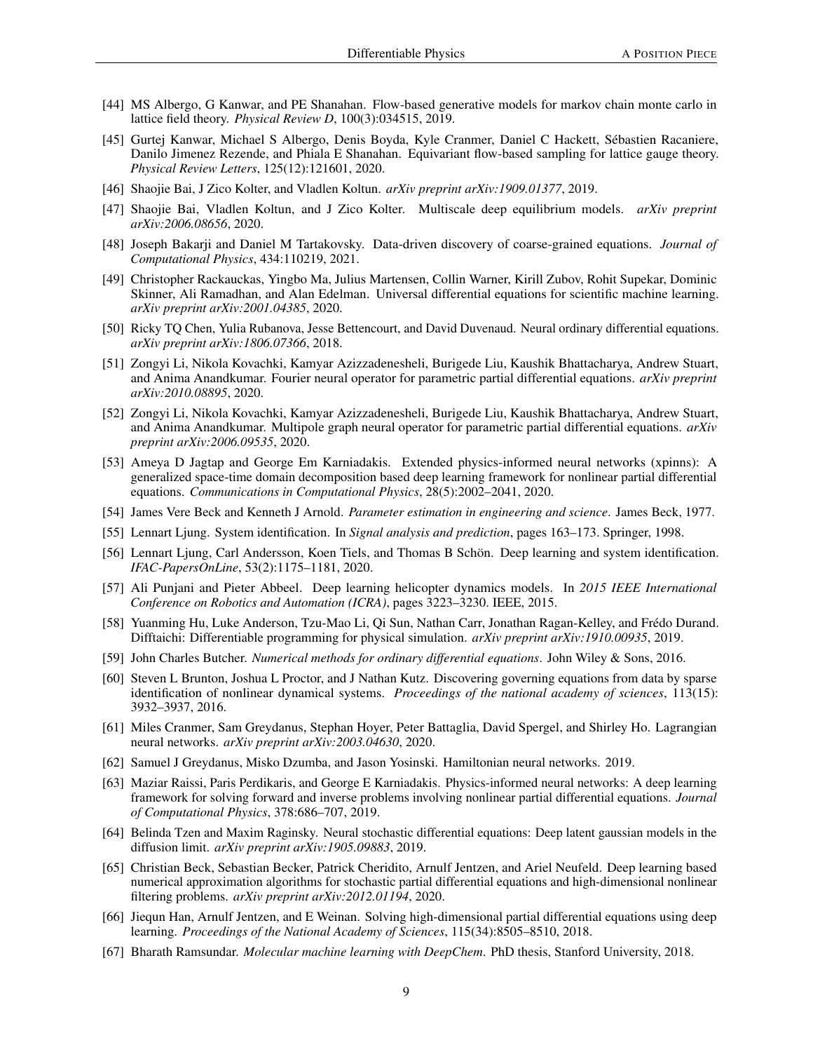[44] MS Albergo, G Kanwar, and PE Shanahan. Flow-based generative models for markov chain monte carlo in lattice field theory. *Physical Review D*, 100(3):034515, 2019.

[45] Gurtej Kanwar, Michael S Albergo, Denis Boyda, Kyle Cranmer, Daniel C Hackett, Sébastien Racaniere, Danilo Jimenez Rezende, and Phiala E Shanahan. Equivariant flow-based sampling for lattice gauge theory. *Physical Review Letters*, 125(12):121601, 2020.

[46] Shaojie Bai, J Zico Kolter, and Vladlen Koltun. *arXiv preprint arXiv:1909.01377*, 2019.

[47] Shaojie Bai, Vladlen Koltun, and J Zico Kolter. Multiscale deep equilibrium models. *arXiv preprint arXiv:2006.08656*, 2020.

[48] Joseph Bakarji and Daniel M Tartakovsky. Data-driven discovery of coarse-grained equations. *Journal of Computational Physics*, 434:110219, 2021.

[49] Christopher Rackauckas, Yingbo Ma, Julius Martensen, Collin Warner, Kirill Zubov, Rohit Supekar, Dominic Skinner, Ali Ramadhan, and Alan Edelman. Universal differential equations for scientific machine learning. *arXiv preprint arXiv:2001.04385*, 2020.

[50] Ricky TQ Chen, Yulia Rubanova, Jesse Bettencourt, and David Duvenaud. Neural ordinary differential equations. *arXiv preprint arXiv:1806.07366*, 2018.

[51] Zongyi Li, Nikola Kovachki, Kamyar Azizzadenesheli, Burigede Liu, Kaushik Bhattacharya, Andrew Stuart, and Anima Anandkumar. Fourier neural operator for parametric partial differential equations. *arXiv preprint arXiv:2010.08895*, 2020.

[52] Zongyi Li, Nikola Kovachki, Kamyar Azizzadenesheli, Burigede Liu, Kaushik Bhattacharya, Andrew Stuart, and Anima Anandkumar. Multipole graph neural operator for parametric partial differential equations. *arXiv preprint arXiv:2006.09535*, 2020.

[53] Ameya D Jagtap and George Em Karniadakis. Extended physics-informed neural networks (xpinns): A generalized space-time domain decomposition based deep learning framework for nonlinear partial differential equations. *Communications in Computational Physics*, 28(5):2002–2041, 2020.

[54] James Vere Beck and Kenneth J Arnold. *Parameter estimation in engineering and science*. James Beck, 1977.

[55] Lennart Ljung. System identification. In *Signal analysis and prediction*, pages 163–173. Springer, 1998.

[56] Lennart Ljung, Carl Andersson, Koen Tiels, and Thomas B Schön. Deep learning and system identification. *IFAC-PapersOnLine*, 53(2):1175–1181, 2020.

[57] Ali Punjani and Pieter Abbeel. Deep learning helicopter dynamics models. In *2015 IEEE International Conference on Robotics and Automation (ICRA)*, pages 3223–3230. IEEE, 2015.

[58] Yuanming Hu, Luke Anderson, Tzu-Mao Li, Qi Sun, Nathan Carr, Jonathan Ragan-Kelley, and Frédo Durand. Difftaichi: Differentiable programming for physical simulation. *arXiv preprint arXiv:1910.00935*, 2019.

[59] John Charles Butcher. *Numerical methods for ordinary differential equations*. John Wiley & Sons, 2016.

[60] Steven L Brunton, Joshua L Proctor, and J Nathan Kutz. Discovering governing equations from data by sparse identification of nonlinear dynamical systems. *Proceedings of the national academy of sciences*, 113(15): 3932–3937, 2016.

[61] Miles Cranmer, Sam Greydanus, Stephan Hoyer, Peter Battaglia, David Spergel, and Shirley Ho. Lagrangian neural networks. *arXiv preprint arXiv:2003.04630*, 2020.

[62] Samuel J Greydanus, Misko Dzumba, and Jason Yosinski. Hamiltonian neural networks. 2019.

[63] Maziar Raissi, Paris Perdikaris, and George E Karniadakis. Physics-informed neural networks: A deep learning framework for solving forward and inverse problems involving nonlinear partial differential equations. *Journal of Computational Physics*, 378:686–707, 2019.

[64] Belinda Tzen and Maxim Raginsky. Neural stochastic differential equations: Deep latent gaussian models in the diffusion limit. *arXiv preprint arXiv:1905.09883*, 2019.

[65] Christian Beck, Sebastian Becker, Patrick Cheridito, Arnulf Jentzen, and Ariel Neufeld. Deep learning based numerical approximation algorithms for stochastic partial differential equations and high-dimensional nonlinear filtering problems. *arXiv preprint arXiv:2012.01194*, 2020.

[66] Jiequn Han, Arnulf Jentzen, and E Weinan. Solving high-dimensional partial differential equations using deep learning. *Proceedings of the National Academy of Sciences*, 115(34):8505–8510, 2018.

[67] Bharath Ramsundar. *Molecular machine learning with DeepChem*. PhD thesis, Stanford University, 2018.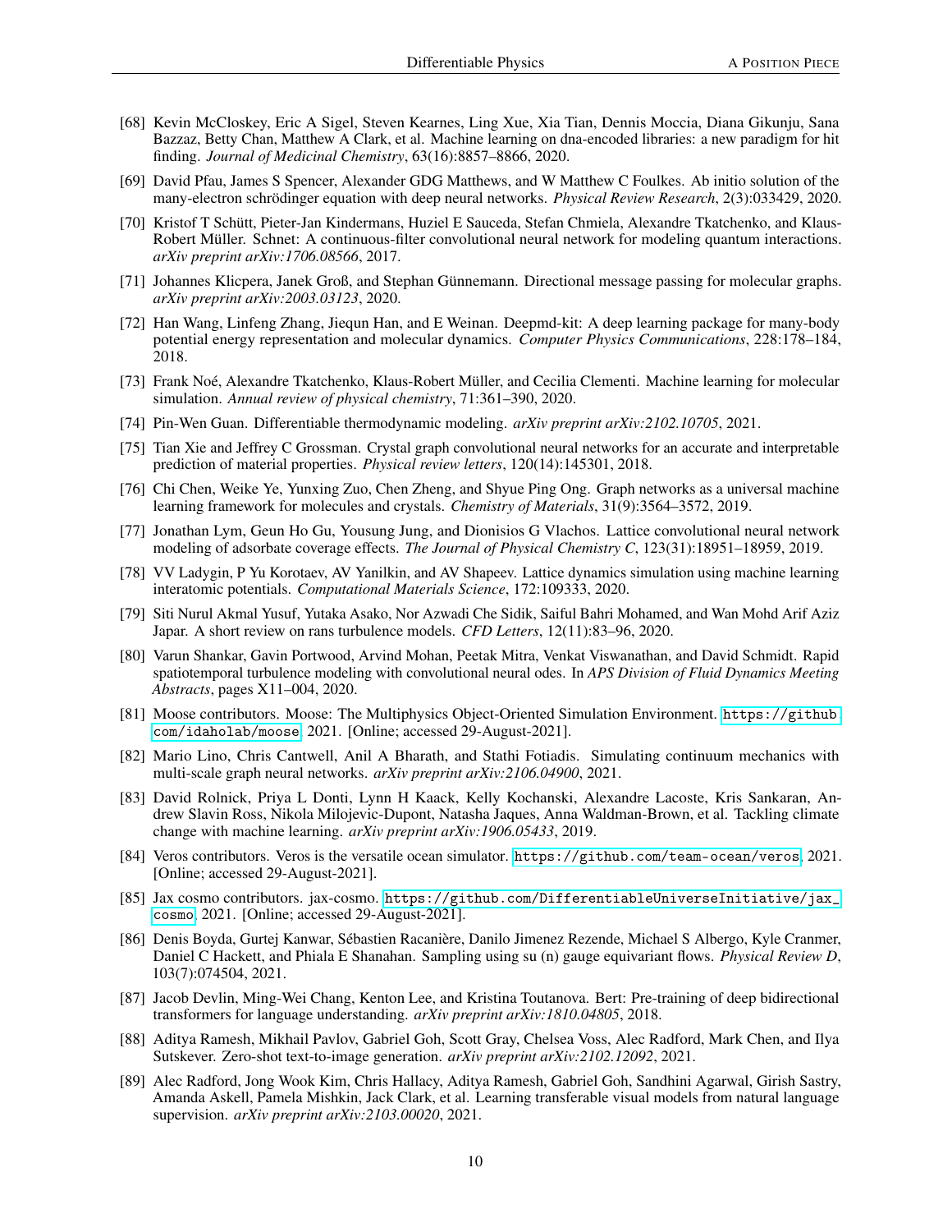[68] Kevin McCloskey, Eric A Sigel, Steven Kearnes, Ling Xue, Xia Tian, Dennis Moccia, Diana Gikunju, Sana Bazzaz, Betty Chan, Matthew A Clark, et al. Machine learning on dna-encoded libraries: a new paradigm for hit finding. *Journal of Medicinal Chemistry*, 63(16):8857–8866, 2020.

[69] David Pfau, James S Spencer, Alexander GDG Matthews, and W Matthew C Foulkes. Ab initio solution of the many-electron schrödinger equation with deep neural networks. *Physical Review Research*, 2(3):033429, 2020.

[70] Kristof T Schütt, Pieter-Jan Kindermans, Huziel E Sauceda, Stefan Chmiela, Alexandre Tkatchenko, and Klaus-Robert Müller. Schnet: A continuous-filter convolutional neural network for modeling quantum interactions. *arXiv preprint arXiv:1706.08566*, 2017.

[71] Johannes Klicpera, Janek Groß, and Stephan Günnemann. Directional message passing for molecular graphs. *arXiv preprint arXiv:2003.03123*, 2020.

[72] Han Wang, Linfeng Zhang, Jiequn Han, and E Weinan. Deepmd-kit: A deep learning package for many-body potential energy representation and molecular dynamics. *Computer Physics Communications*, 228:178–184, 2018.

[73] Frank Noé, Alexandre Tkatchenko, Klaus-Robert Müller, and Cecilia Clementi. Machine learning for molecular simulation. *Annual review of physical chemistry*, 71:361–390, 2020.

[74] Pin-Wen Guan. Differentiable thermodynamic modeling. *arXiv preprint arXiv:2102.10705*, 2021.

[75] Tian Xie and Jeffrey C Grossman. Crystal graph convolutional neural networks for an accurate and interpretable prediction of material properties. *Physical review letters*, 120(14):145301, 2018.

[76] Chi Chen, Weike Ye, Yunxing Zuo, Chen Zheng, and Shyue Ping Ong. Graph networks as a universal machine learning framework for molecules and crystals. *Chemistry of Materials*, 31(9):3564–3572, 2019.

[77] Jonathan Lym, Geun Ho Gu, Yousung Jung, and Dionisios G Vlachos. Lattice convolutional neural network modeling of adsorbate coverage effects. *The Journal of Physical Chemistry C*, 123(31):18951–18959, 2019.

[78] VV Ladygin, P Yu Korotaev, AV Yanilkin, and AV Shapeev. Lattice dynamics simulation using machine learning interatomic potentials. *Computational Materials Science*, 172:109333, 2020.

[79] Siti Nurul Akmal Yusuf, Yutaka Asako, Nor Azwadi Che Sidik, Saiful Bahri Mohamed, and Wan Mohd Arif Aziz Japar. A short review on rans turbulence models. *CFD Letters*, 12(11):83–96, 2020.

[80] Varun Shankar, Gavin Portwood, Arvind Mohan, Peetak Mitra, Venkat Viswanathan, and David Schmidt. Rapid spatiotemporal turbulence modeling with convolutional neural odes. In *APS Division of Fluid Dynamics Meeting Abstracts*, pages X11–004, 2020.

[81] Moose contributors. Moose: The Multiphysics Object-Oriented Simulation Environment. https://github.com/idaholab/moose, 2021. [Online; accessed 29-August-2021].

[82] Mario Lino, Chris Cantwell, Anil A Bharath, and Stathi Fotiadis. Simulating continuum mechanics with multi-scale graph neural networks. *arXiv preprint arXiv:2106.04900*, 2021.

[83] David Rolnick, Priya L Donti, Lynn H Kaack, Kelly Kochanski, Alexandre Lacoste, Kris Sankaran, Andrew Slavin Ross, Nikola Milojevic-Dupont, Natasha Jaques, Anna Waldman-Brown, et al. Tackling climate change with machine learning. *arXiv preprint arXiv:1906.05433*, 2019.

[84] Veros contributors. Veros is the versatile ocean simulator. https://github.com/team-ocean/veros, 2021. [Online; accessed 29-August-2021].

[85] Jax cosmo contributors. jax-cosmo. https://github.com/DifferentiableUniverseInitiative/jax_cosmo, 2021. [Online; accessed 29-August-2021].

[86] Denis Boyda, Gurtej Kanwar, Sébastien Racanière, Danilo Jimenez Rezende, Michael S Albergo, Kyle Cranmer, Daniel C Hackett, and Phiala E Shanahan. Sampling using su (n) gauge equivariant flows. *Physical Review D*, 103(7):074504, 2021.

[87] Jacob Devlin, Ming-Wei Chang, Kenton Lee, and Kristina Toutanova. Bert: Pre-training of deep bidirectional transformers for language understanding. *arXiv preprint arXiv:1810.04805*, 2018.

[88] Aditya Ramesh, Mikhail Pavlov, Gabriel Goh, Scott Gray, Chelsea Voss, Alec Radford, Mark Chen, and Ilya Sutskever. Zero-shot text-to-image generation. *arXiv preprint arXiv:2102.12092*, 2021.

[89] Alec Radford, Jong Wook Kim, Chris Hallacy, Aditya Ramesh, Gabriel Goh, Sandhini Agarwal, Girish Sastry, Amanda Askell, Pamela Mishkin, Jack Clark, et al. Learning transferable visual models from natural language supervision. *arXiv preprint arXiv:2103.00020*, 2021.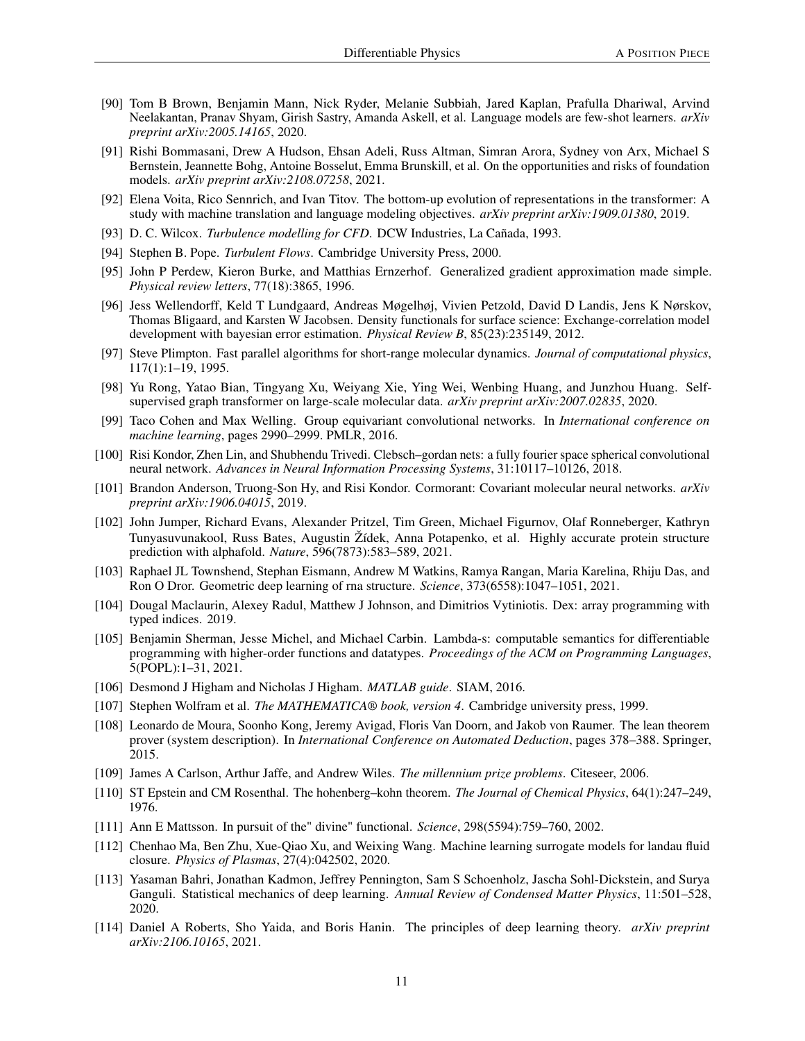[90] Tom B Brown, Benjamin Mann, Nick Ryder, Melanie Subbiah, Jared Kaplan, Prafulla Dhariwal, Arvind Neelakantan, Pranav Shyam, Girish Sastry, Amanda Askell, et al. Language models are few-shot learners. *arXiv preprint arXiv:2005.14165*, 2020.

[91] Rishi Bommasani, Drew A Hudson, Ehsan Adeli, Russ Altman, Simran Arora, Sydney von Arx, Michael S Bernstein, Jeannette Bohg, Antoine Bosselut, Emma Brunskill, et al. On the opportunities and risks of foundation models. *arXiv preprint arXiv:2108.07258*, 2021.

[92] Elena Voita, Rico Sennrich, and Ivan Titov. The bottom-up evolution of representations in the transformer: A study with machine translation and language modeling objectives. *arXiv preprint arXiv:1909.01380*, 2019.

[93] D. C. Wilcox. *Turbulence modelling for CFD*. DCW Industries, La Cañada, 1993.

[94] Stephen B. Pope. *Turbulent Flows*. Cambridge University Press, 2000.

[95] John P Perdew, Kieron Burke, and Matthias Ernzerhof. Generalized gradient approximation made simple. *Physical review letters*, 77(18):3865, 1996.

[96] Jess Wellendorff, Keld T Lundgaard, Andreas Møgelhøj, Vivien Petzold, David D Landis, Jens K Nørskov, Thomas Bligaard, and Karsten W Jacobsen. Density functionals for surface science: Exchange-correlation model development with bayesian error estimation. *Physical Review B*, 85(23):235149, 2012.

[97] Steve Plimpton. Fast parallel algorithms for short-range molecular dynamics. *Journal of computational physics*, 117(1):1–19, 1995.

[98] Yu Rong, Yatao Bian, Tingyang Xu, Weiyang Xie, Ying Wei, Wenbing Huang, and Junzhou Huang. Self-supervised graph transformer on large-scale molecular data. *arXiv preprint arXiv:2007.02835*, 2020.

[99] Taco Cohen and Max Welling. Group equivariant convolutional networks. In *International conference on machine learning*, pages 2990–2999. PMLR, 2016.

[100] Risi Kondor, Zhen Lin, and Shubhendu Trivedi. Clebsch–gordan nets: a fully fourier space spherical convolutional neural network. *Advances in Neural Information Processing Systems*, 31:10117–10126, 2018.

[101] Brandon Anderson, Truong-Son Hy, and Risi Kondor. Cormorant: Covariant molecular neural networks. *arXiv preprint arXiv:1906.04015*, 2019.

[102] John Jumper, Richard Evans, Alexander Pritzel, Tim Green, Michael Figurnov, Olaf Ronneberger, Kathryn Tunyasuvunakool, Russ Bates, Augustin Žídek, Anna Potapenko, et al. Highly accurate protein structure prediction with alphafold. *Nature*, 596(7873):583–589, 2021.

[103] Raphael JL Townshend, Stephan Eismann, Andrew M Watkins, Ramya Rangan, Maria Karelina, Rhiju Das, and Ron O Dror. Geometric deep learning of rna structure. *Science*, 373(6558):1047–1051, 2021.

[104] Dougal Maclaurin, Alexey Radul, Matthew J Johnson, and Dimitrios Vytiniotis. Dex: array programming with typed indices. 2019.

[105] Benjamin Sherman, Jesse Michel, and Michael Carbin. Lambda-s: computable semantics for differentiable programming with higher-order functions and datatypes. *Proceedings of the ACM on Programming Languages*, 5(POPL):1–31, 2021.

[106] Desmond J Higham and Nicholas J Higham. *MATLAB guide*. SIAM, 2016.

[107] Stephen Wolfram et al. *The MATHEMATICA® book, version 4*. Cambridge university press, 1999.

[108] Leonardo de Moura, Soonho Kong, Jeremy Avigad, Floris Van Doorn, and Jakob von Raumer. The lean theorem prover (system description). In *International Conference on Automated Deduction*, pages 378–388. Springer, 2015.

[109] James A Carlson, Arthur Jaffe, and Andrew Wiles. *The millennium prize problems*. Citeseer, 2006.

[110] ST Epstein and CM Rosenthal. The hohenberg–kohn theorem. *The Journal of Chemical Physics*, 64(1):247–249, 1976.

[111] Ann E Mattsson. In pursuit of the" divine" functional. *Science*, 298(5594):759–760, 2002.

[112] Chenhao Ma, Ben Zhu, Xue-Qiao Xu, and Weixing Wang. Machine learning surrogate models for landau fluid closure. *Physics of Plasmas*, 27(4):042502, 2020.

[113] Yasaman Bahri, Jonathan Kadmon, Jeffrey Pennington, Sam S Schoenholz, Jascha Sohl-Dickstein, and Surya Ganguli. Statistical mechanics of deep learning. *Annual Review of Condensed Matter Physics*, 11:501–528, 2020.

[114] Daniel A Roberts, Sho Yaida, and Boris Hanin. The principles of deep learning theory. *arXiv preprint arXiv:2106.10165*, 2021.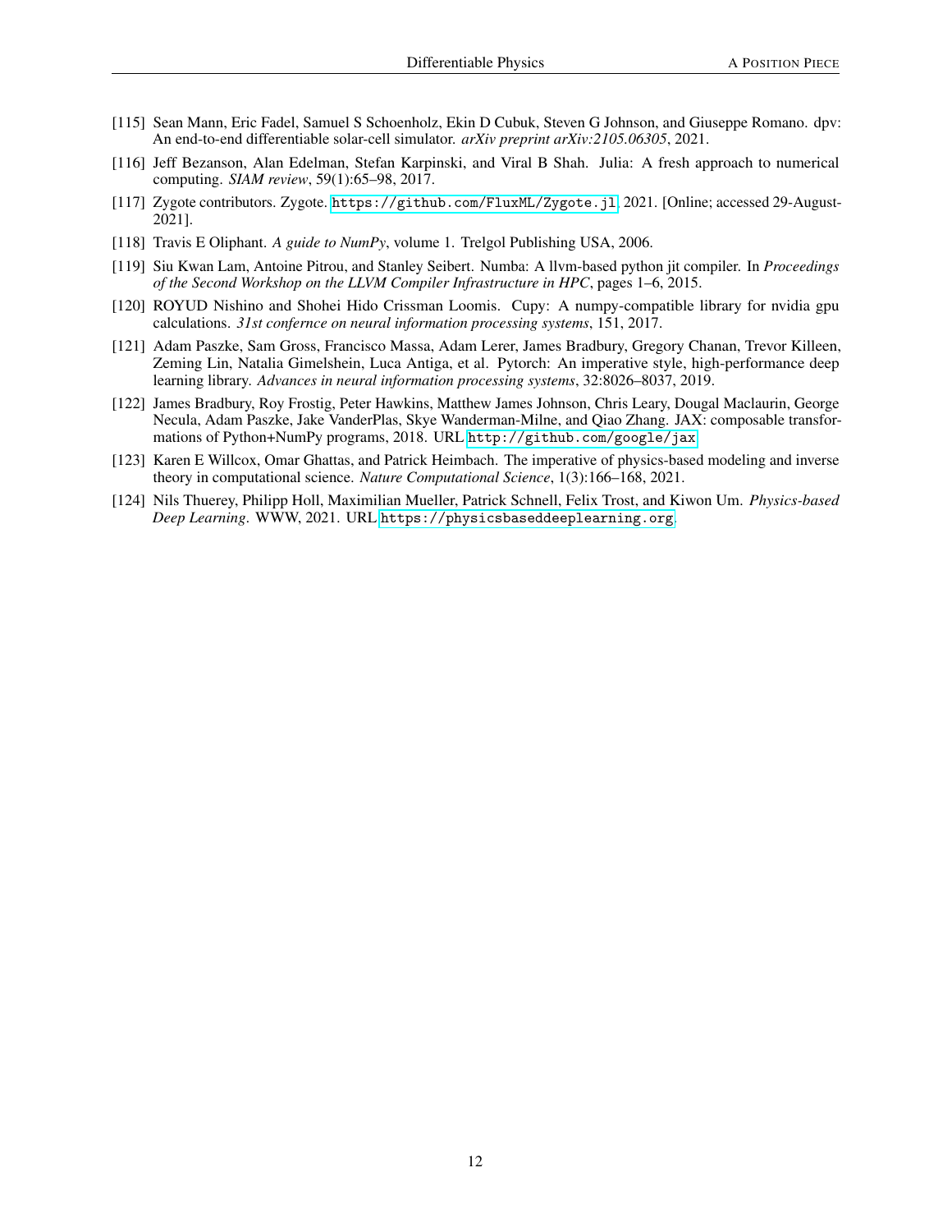[115] Sean Mann, Eric Fadel, Samuel S Schoenholz, Ekin D Cubuk, Steven G Johnson, and Giuseppe Romano. dpv: An end-to-end differentiable solar-cell simulator. *arXiv preprint arXiv:2105.06305*, 2021.

[116] Jeff Bezanson, Alan Edelman, Stefan Karpinski, and Viral B Shah. Julia: A fresh approach to numerical computing. *SIAM review*, 59(1):65–98, 2017.

[117] Zygote contributors. Zygote. https://github.com/FluxML/Zygote.jl, 2021. [Online; accessed 29-August-2021].

[118] Travis E Oliphant. *A guide to NumPy*, volume 1. Trelgol Publishing USA, 2006.

[119] Siu Kwan Lam, Antoine Pitrou, and Stanley Seibert. Numba: A llvm-based python jit compiler. In *Proceedings of the Second Workshop on the LLVM Compiler Infrastructure in HPC*, pages 1–6, 2015.

[120] ROYUD Nishino and Shohei Hido Crissman Loomis. Cupy: A numpy-compatible library for nvidia gpu calculations. *31st confernce on neural information processing systems*, 151, 2017.

[121] Adam Paszke, Sam Gross, Francisco Massa, Adam Lerer, James Bradbury, Gregory Chanan, Trevor Killeen, Zeming Lin, Natalia Gimelshein, Luca Antiga, et al. Pytorch: An imperative style, high-performance deep learning library. *Advances in neural information processing systems*, 32:8026–8037, 2019.

[122] James Bradbury, Roy Frostig, Peter Hawkins, Matthew James Johnson, Chris Leary, Dougal Maclaurin, George Necula, Adam Paszke, Jake VanderPlas, Skye Wanderman-Milne, and Qiao Zhang. JAX: composable transformations of Python+NumPy programs, 2018. URL http://github.com/google/jax.

[123] Karen E Willcox, Omar Ghattas, and Patrick Heimbach. The imperative of physics-based modeling and inverse theory in computational science. *Nature Computational Science*, 1(3):166–168, 2021.

[124] Nils Thuerey, Philipp Holl, Maximilian Mueller, Patrick Schnell, Felix Trost, and Kiwon Um. *Physics-based Deep Learning*. WWW, 2021. URL https://physicsbaseddeeplearning.org.